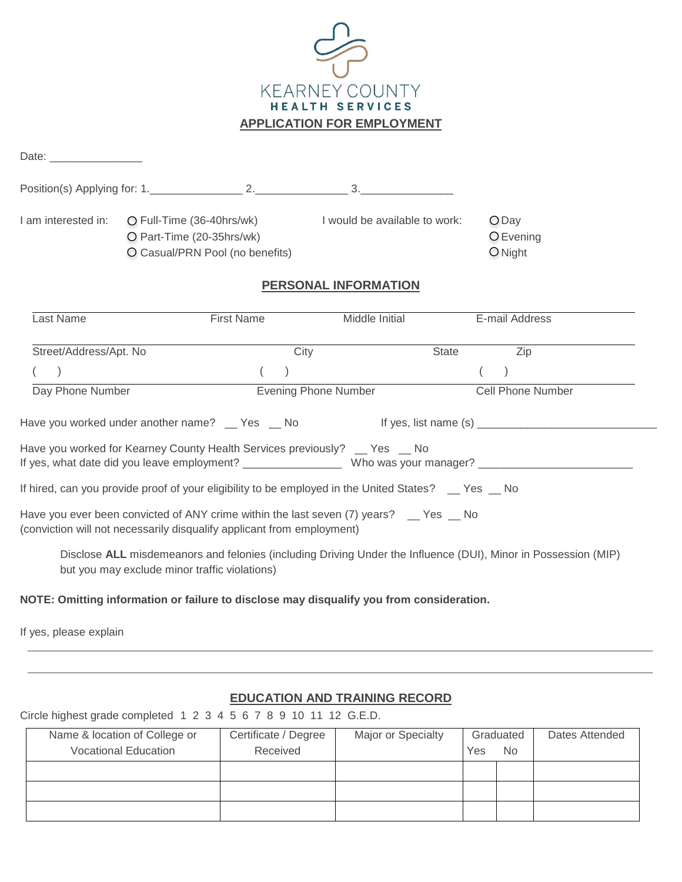KEARNEY COUNTY
HEALTH SERVICES

# APPLICATION FOR EMPLOYMENT

Date: _______________

Position(s) Applying for: 1._______________ 2._______________ 3._______________

I am interested in:
- ○ Full-Time (36-40hrs/wk)
- ○ Part-Time (20-35hrs/wk)
- ○ Casual/PRN Pool (no benefits)

I would be available to work:
- ○ Day
- ○ Evening
- ○ Night

## PERSONAL INFORMATION

| Last Name | First Name | Middle Initial | E-mail Address |
|---|---|---|---|
| | | | |

| Street/Address/Apt. No | City | State | Zip |
|---|---|---|---|
| | | | |

| ( ) | ( ) | ( ) |
|---|---|---|
| Day Phone Number | Evening Phone Number | Cell Phone Number |

Have you worked under another name? __ Yes __ No If yes, list name (s) ______________________________

Have you worked for Kearney County Health Services previously? __ Yes __ No
If yes, what date did you leave employment? ________________ Who was your manager? _________________________

If hired, can you provide proof of your eligibility to be employed in the United States? __ Yes __ No

Have you ever been convicted of ANY crime within the last seven (7) years? __ Yes __ No
(conviction will not necessarily disqualify applicant from employment)

Disclose **ALL** misdemeanors and felonies (including Driving Under the Influence (DUI), Minor in Possession (MIP) but you may exclude minor traffic violations)

**NOTE: Omitting information or failure to disclose may disqualify you from consideration.**

If yes, please explain

______________________________________________________________________

______________________________________________________________________

## EDUCATION AND TRAINING RECORD

Circle highest grade completed 1 2 3 4 5 6 7 8 9 10 11 12 G.E.D.

| Name & location of College or Vocational Education | Certificate / Degree Received | Major or Specialty | Graduated Yes | Graduated No | Dates Attended |
|---|---|---|---|---|---|
| | | | | | |
| | | | | | |
| | | | | | |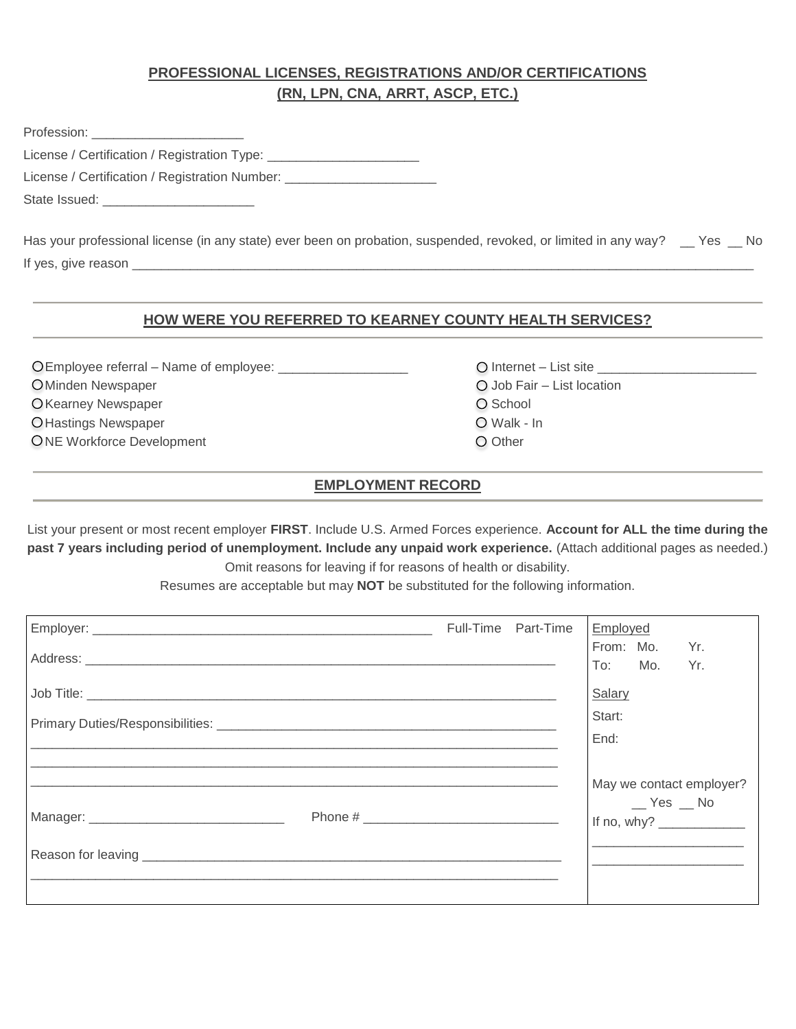## PROFESSIONAL LICENSES, REGISTRATIONS AND/OR CERTIFICATIONS (RN, LPN, CNA, ARRT, ASCP, ETC.)

Profession: ____________________

License / Certification / Registration Type: ____________________

License / Certification / Registration Number: ____________________

State Issued: ____________________

Has your professional license (in any state) ever been on probation, suspended, revoked, or limited in any way? __ Yes __ No

If yes, give reason ______________________________________________________________________________________

## HOW WERE YOU REFERRED TO KEARNEY COUNTY HEALTH SERVICES?

- ○ Employee referral – Name of employee: _________________
- ○ Minden Newspaper
- ○ Kearney Newspaper
- ○ Hastings Newspaper
- ○ NE Workforce Development
- ○ Internet – List site _____________________
- ○ Job Fair – List location
- ○ School
- ○ Walk - In
- ○ Other

## EMPLOYMENT RECORD

List your present or most recent employer **FIRST**. Include U.S. Armed Forces experience. **Account for ALL the time during the past 7 years including period of unemployment. Include any unpaid work experience.** (Attach additional pages as needed.) Omit reasons for leaving if for reasons of health or disability.

Resumes are acceptable but may **NOT** be substituted for the following information.

| | |
|---|---|
| Employer: ______________________________________________ Full-Time Part-Time | Employed<br>From: Mo. Yr.<br>To: Mo. Yr. |
| Address: _________________________________________________________________ | |
| Job Title: ________________________________________________________________ | Salary |
| Primary Duties/Responsibilities: ______________________________________________<br>_______________________________________________________________________<br>_______________________________________________________________________<br>_______________________________________________________________________ | Start:<br>End: |
| Manager: ___________________________ Phone # ___________________________ | May we contact employer?<br>__ Yes __ No<br>If no, why? ____________<br>____________________<br>____________________ |
| Reason for leaving ___________________________________________________________<br>_______________________________________________________________________ | |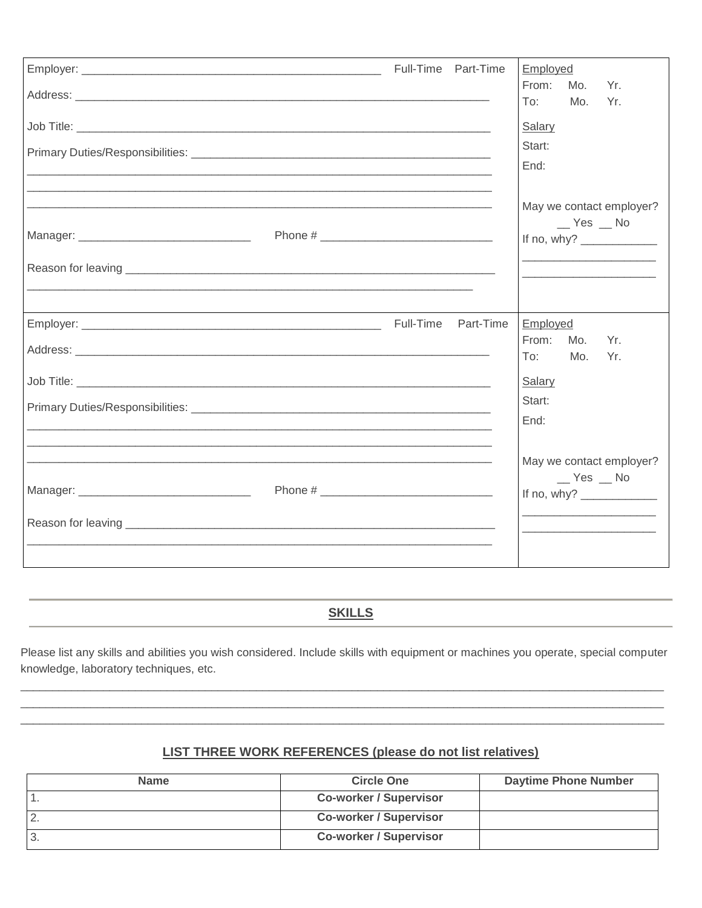Employer: ______________________________________________ Full-Time Part-Time

Address: ______________________________________________________________

Job Title: ______________________________________________________________

Primary Duties/Responsibilities: _____________________________________________

______________________________________________________________________

______________________________________________________________________

______________________________________________________________________

Manager: __________________________ Phone # __________________________

Reason for leaving ______________________________________________________

______________________________________________________________________

Employed
From: Mo. Yr.
To: Mo. Yr.

Salary
Start:
End:

May we contact employer?
__ Yes __ No
If no, why? ____________
____________________
____________________

---

Employer: ______________________________________________ Full-Time Part-Time

Address: ______________________________________________________________

Job Title: ______________________________________________________________

Primary Duties/Responsibilities: _____________________________________________

______________________________________________________________________

______________________________________________________________________

______________________________________________________________________

Manager: __________________________ Phone # __________________________

Reason for leaving ______________________________________________________

______________________________________________________________________

Employed
From: Mo. Yr.
To: Mo. Yr.

Salary
Start:
End:

May we contact employer?
__ Yes __ No
If no, why? ____________
____________________
____________________

## SKILLS

Please list any skills and abilities you wish considered. Include skills with equipment or machines you operate, special computer knowledge, laboratory techniques, etc.

______________________________________________________________________________________

______________________________________________________________________________________

______________________________________________________________________________________

### LIST THREE WORK REFERENCES (please do not list relatives)

| Name | Circle One | Daytime Phone Number |
|---|---|---|
| 1. | **Co-worker / Supervisor** | |
| 2. | **Co-worker / Supervisor** | |
| 3. | **Co-worker / Supervisor** | |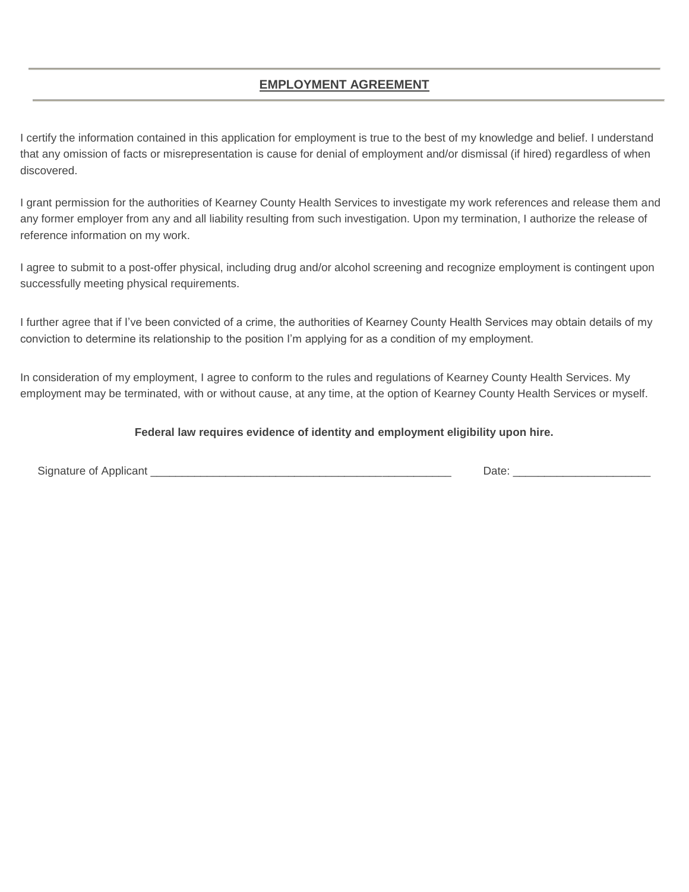## EMPLOYMENT AGREEMENT

I certify the information contained in this application for employment is true to the best of my knowledge and belief. I understand that any omission of facts or misrepresentation is cause for denial of employment and/or dismissal (if hired) regardless of when discovered.

I grant permission for the authorities of Kearney County Health Services to investigate my work references and release them and any former employer from any and all liability resulting from such investigation. Upon my termination, I authorize the release of reference information on my work.

I agree to submit to a post-offer physical, including drug and/or alcohol screening and recognize employment is contingent upon successfully meeting physical requirements.

I further agree that if I've been convicted of a crime, the authorities of Kearney County Health Services may obtain details of my conviction to determine its relationship to the position I'm applying for as a condition of my employment.

In consideration of my employment, I agree to conform to the rules and regulations of Kearney County Health Services. My employment may be terminated, with or without cause, at any time, at the option of Kearney County Health Services or myself.

**Federal law requires evidence of identity and employment eligibility upon hire.**

Signature of Applicant ___________________________________________________ Date: ______________________